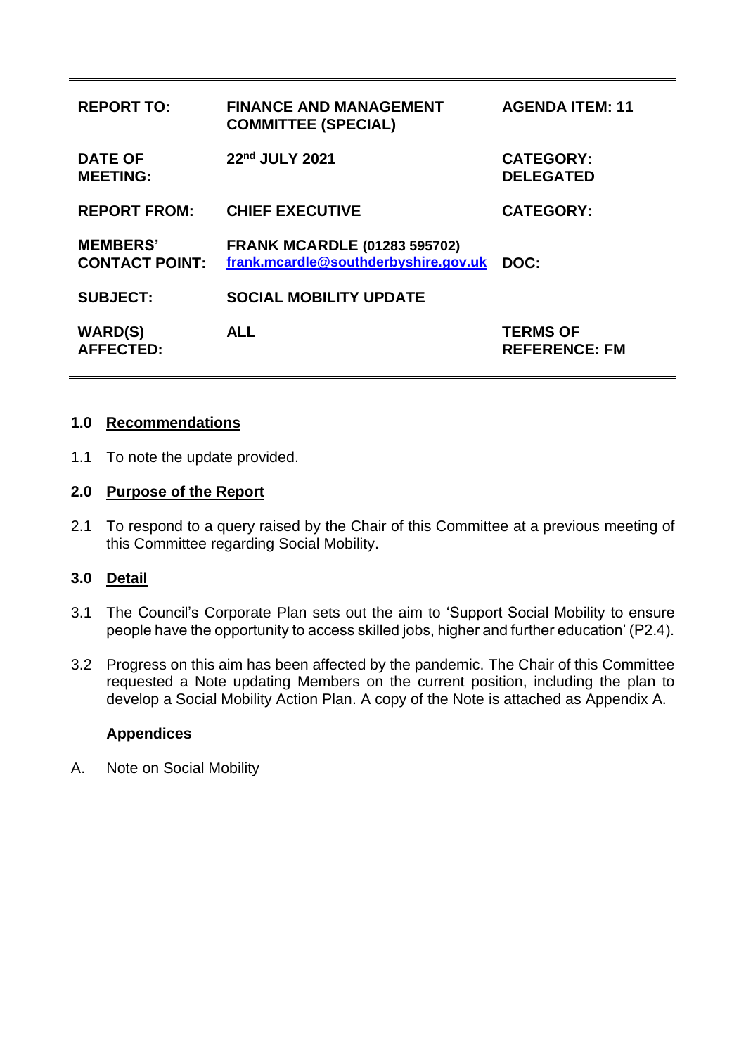| | | |
|---|---|---|
| **REPORT TO:** | **FINANCE AND MANAGEMENT COMMITTEE (SPECIAL)** | **AGENDA ITEM: 11** |
| **DATE OF MEETING:** | **22nd JULY 2021** | **CATEGORY: DELEGATED** |
| **REPORT FROM:** | **CHIEF EXECUTIVE** | **CATEGORY:** |
| **MEMBERS' CONTACT POINT:** | **FRANK MCARDLE (01283 595702)** **frank.mcardle@southderbyshire.gov.uk** | **DOC:** |
| **SUBJECT:** | **SOCIAL MOBILITY UPDATE** | |
| **WARD(S) AFFECTED:** | **ALL** | **TERMS OF REFERENCE: FM** |

## 1.0 Recommendations

1.1 To note the update provided.

## 2.0 Purpose of the Report

2.1 To respond to a query raised by the Chair of this Committee at a previous meeting of this Committee regarding Social Mobility.

## 3.0 Detail

3.1 The Council's Corporate Plan sets out the aim to 'Support Social Mobility to ensure people have the opportunity to access skilled jobs, higher and further education' (P2.4).

3.2 Progress on this aim has been affected by the pandemic. The Chair of this Committee requested a Note updating Members on the current position, including the plan to develop a Social Mobility Action Plan. A copy of the Note is attached as Appendix A.

**Appendices**

A. Note on Social Mobility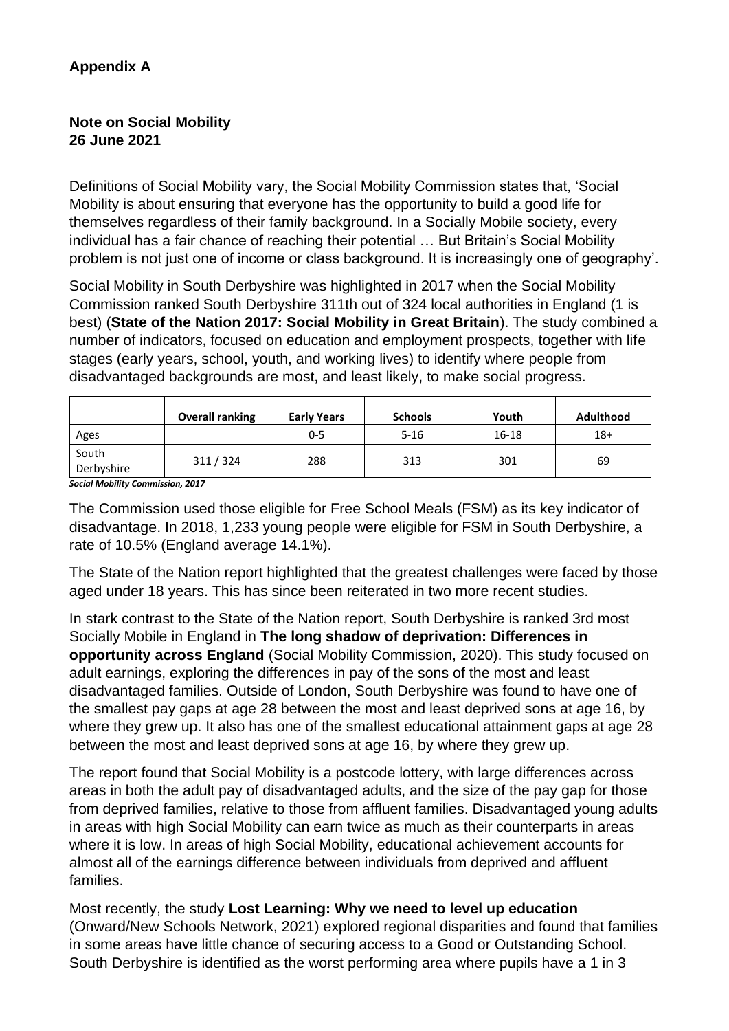**Appendix A**

**Note on Social Mobility**
**26 June 2021**

Definitions of Social Mobility vary, the Social Mobility Commission states that, 'Social Mobility is about ensuring that everyone has the opportunity to build a good life for themselves regardless of their family background. In a Socially Mobile society, every individual has a fair chance of reaching their potential … But Britain's Social Mobility problem is not just one of income or class background. It is increasingly one of geography'.

Social Mobility in South Derbyshire was highlighted in 2017 when the Social Mobility Commission ranked South Derbyshire 311th out of 324 local authorities in England (1 is best) (**State of the Nation 2017: Social Mobility in Great Britain**). The study combined a number of indicators, focused on education and employment prospects, together with life stages (early years, school, youth, and working lives) to identify where people from disadvantaged backgrounds are most, and least likely, to make social progress.

| | **Overall ranking** | **Early Years** | **Schools** | **Youth** | **Adulthood** |
|---|---|---|---|---|---|
| Ages | | 0-5 | 5-16 | 16-18 | 18+ |
| South Derbyshire | 311 / 324 | 288 | 313 | 301 | 69 |

***Social Mobility Commission, 2017***

The Commission used those eligible for Free School Meals (FSM) as its key indicator of disadvantage. In 2018, 1,233 young people were eligible for FSM in South Derbyshire, a rate of 10.5% (England average 14.1%).

The State of the Nation report highlighted that the greatest challenges were faced by those aged under 18 years. This has since been reiterated in two more recent studies.

In stark contrast to the State of the Nation report, South Derbyshire is ranked 3rd most Socially Mobile in England in **The long shadow of deprivation: Differences in opportunity across England** (Social Mobility Commission, 2020). This study focused on adult earnings, exploring the differences in pay of the sons of the most and least disadvantaged families. Outside of London, South Derbyshire was found to have one of the smallest pay gaps at age 28 between the most and least deprived sons at age 16, by where they grew up. It also has one of the smallest educational attainment gaps at age 28 between the most and least deprived sons at age 16, by where they grew up.

The report found that Social Mobility is a postcode lottery, with large differences across areas in both the adult pay of disadvantaged adults, and the size of the pay gap for those from deprived families, relative to those from affluent families. Disadvantaged young adults in areas with high Social Mobility can earn twice as much as their counterparts in areas where it is low. In areas of high Social Mobility, educational achievement accounts for almost all of the earnings difference between individuals from deprived and affluent families.

Most recently, the study **Lost Learning: Why we need to level up education** (Onward/New Schools Network, 2021) explored regional disparities and found that families in some areas have little chance of securing access to a Good or Outstanding School. South Derbyshire is identified as the worst performing area where pupils have a 1 in 3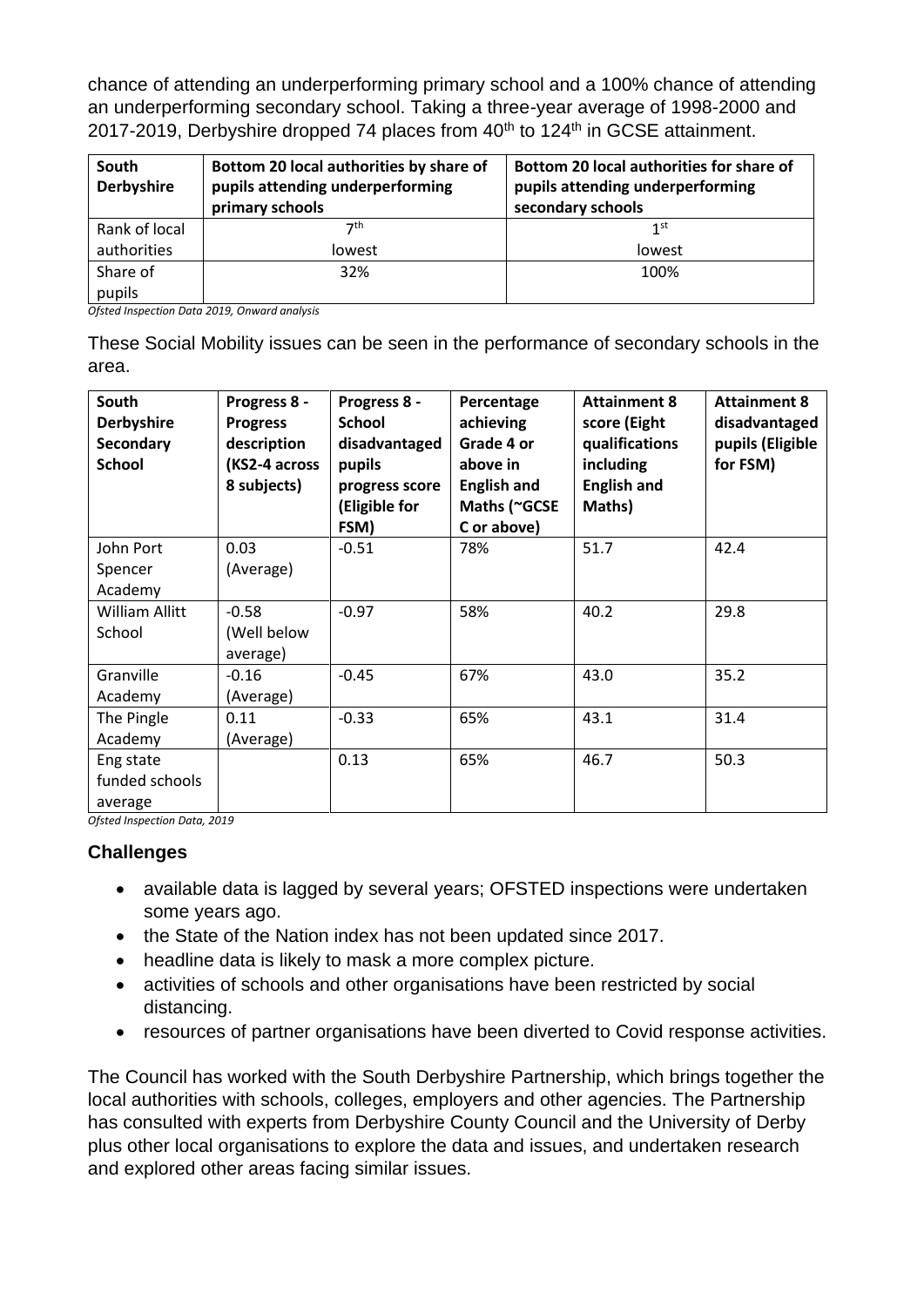chance of attending an underperforming primary school and a 100% chance of attending an underperforming secondary school. Taking a three-year average of 1998-2000 and 2017-2019, Derbyshire dropped 74 places from 40th to 124th in GCSE attainment.

| South Derbyshire | Bottom 20 local authorities by share of pupils attending underperforming primary schools | Bottom 20 local authorities for share of pupils attending underperforming secondary schools |
|---|---|---|
| Rank of local authorities | 7th lowest | 1st lowest |
| Share of pupils | 32% | 100% |

*Ofsted Inspection Data 2019, Onward analysis*

These Social Mobility issues can be seen in the performance of secondary schools in the area.

| South Derbyshire Secondary School | Progress 8 - Progress description (KS2-4 across 8 subjects) | Progress 8 - School disadvantaged pupils progress score (Eligible for FSM) | Percentage achieving Grade 4 or above in English and Maths (~GCSE C or above) | Attainment 8 score (Eight qualifications including English and Maths) | Attainment 8 disadvantaged pupils (Eligible for FSM) |
|---|---|---|---|---|---|
| John Port Spencer Academy | 0.03 (Average) | -0.51 | 78% | 51.7 | 42.4 |
| William Allitt School | -0.58 (Well below average) | -0.97 | 58% | 40.2 | 29.8 |
| Granville Academy | -0.16 (Average) | -0.45 | 67% | 43.0 | 35.2 |
| The Pingle Academy | 0.11 (Average) | -0.33 | 65% | 43.1 | 31.4 |
| Eng state funded schools average | | 0.13 | 65% | 46.7 | 50.3 |

*Ofsted Inspection Data, 2019*

### Challenges

- available data is lagged by several years; OFSTED inspections were undertaken some years ago.
- the State of the Nation index has not been updated since 2017.
- headline data is likely to mask a more complex picture.
- activities of schools and other organisations have been restricted by social distancing.
- resources of partner organisations have been diverted to Covid response activities.

The Council has worked with the South Derbyshire Partnership, which brings together the local authorities with schools, colleges, employers and other agencies. The Partnership has consulted with experts from Derbyshire County Council and the University of Derby plus other local organisations to explore the data and issues, and undertaken research and explored other areas facing similar issues.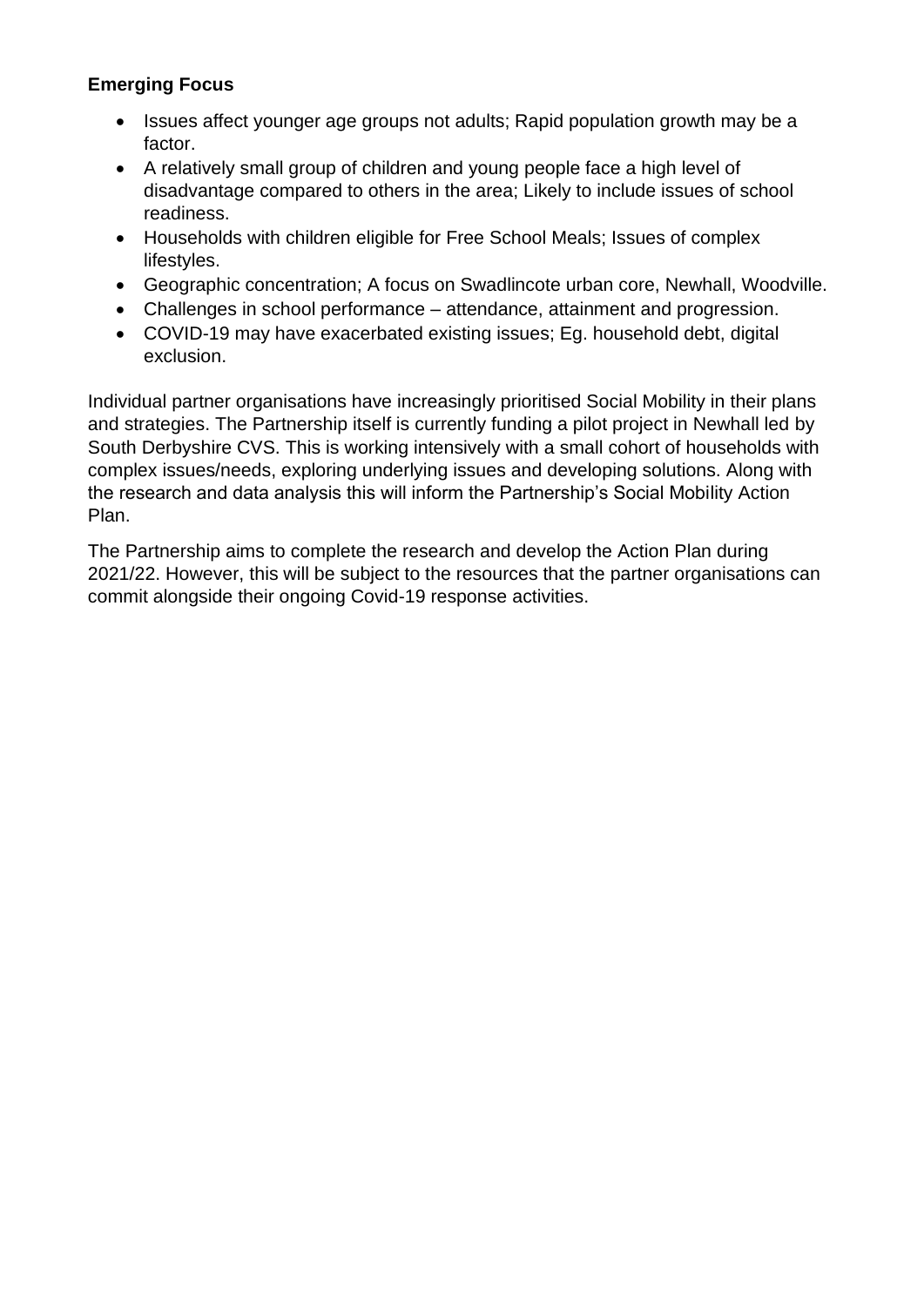**Emerging Focus**

- Issues affect younger age groups not adults; Rapid population growth may be a factor.
- A relatively small group of children and young people face a high level of disadvantage compared to others in the area; Likely to include issues of school readiness.
- Households with children eligible for Free School Meals; Issues of complex lifestyles.
- Geographic concentration; A focus on Swadlincote urban core, Newhall, Woodville.
- Challenges in school performance – attendance, attainment and progression.
- COVID-19 may have exacerbated existing issues; Eg. household debt, digital exclusion.

Individual partner organisations have increasingly prioritised Social Mobility in their plans and strategies. The Partnership itself is currently funding a pilot project in Newhall led by South Derbyshire CVS. This is working intensively with a small cohort of households with complex issues/needs, exploring underlying issues and developing solutions. Along with the research and data analysis this will inform the Partnership's Social Mobility Action Plan.

The Partnership aims to complete the research and develop the Action Plan during 2021/22. However, this will be subject to the resources that the partner organisations can commit alongside their ongoing Covid-19 response activities.